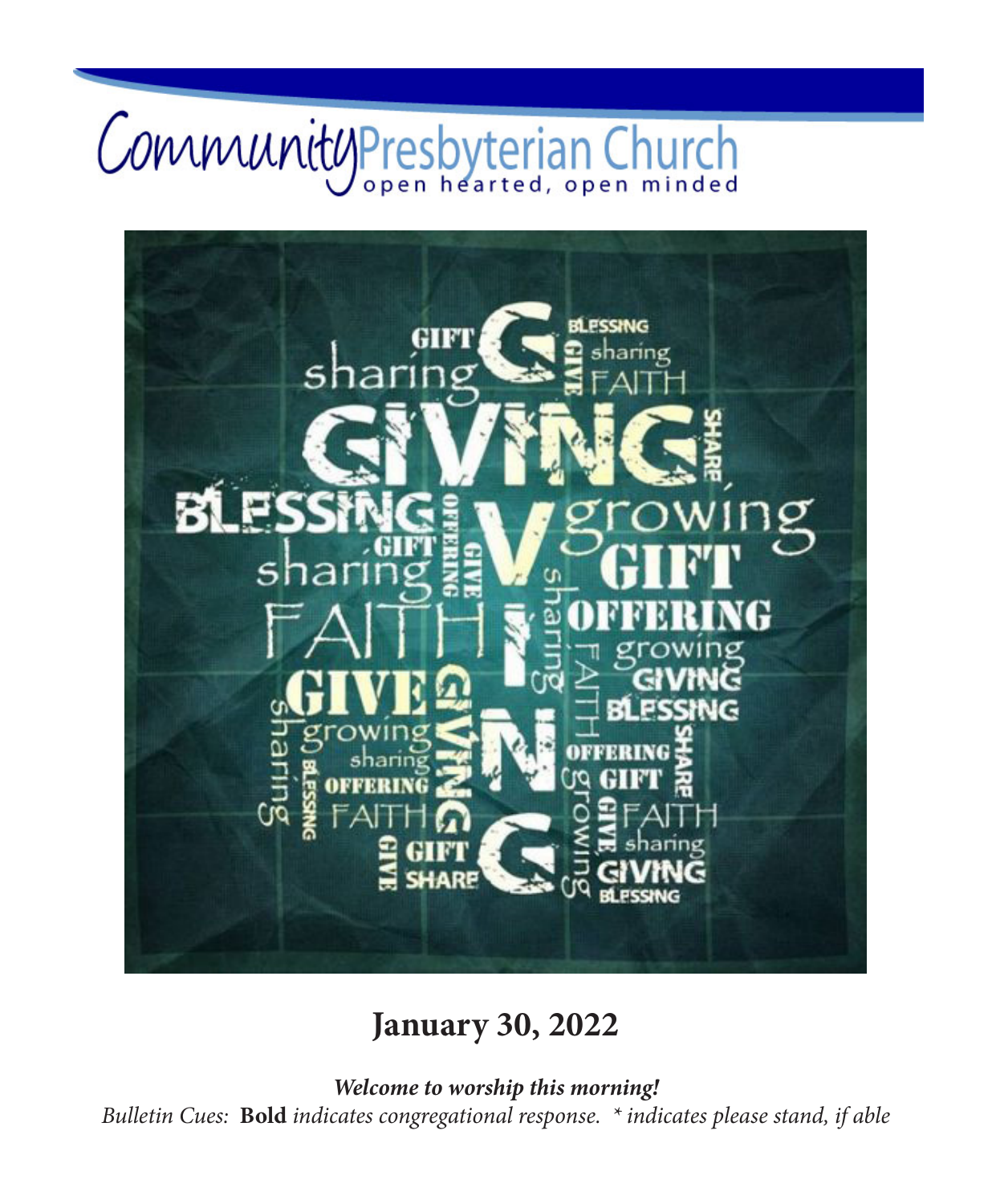# Community Presbyterian Church

open hearted, open minded

## January 30, 2022

***Welcome to worship this morning!***

*Bulletin Cues:* **Bold** *indicates congregational response. * indicates please stand, if able*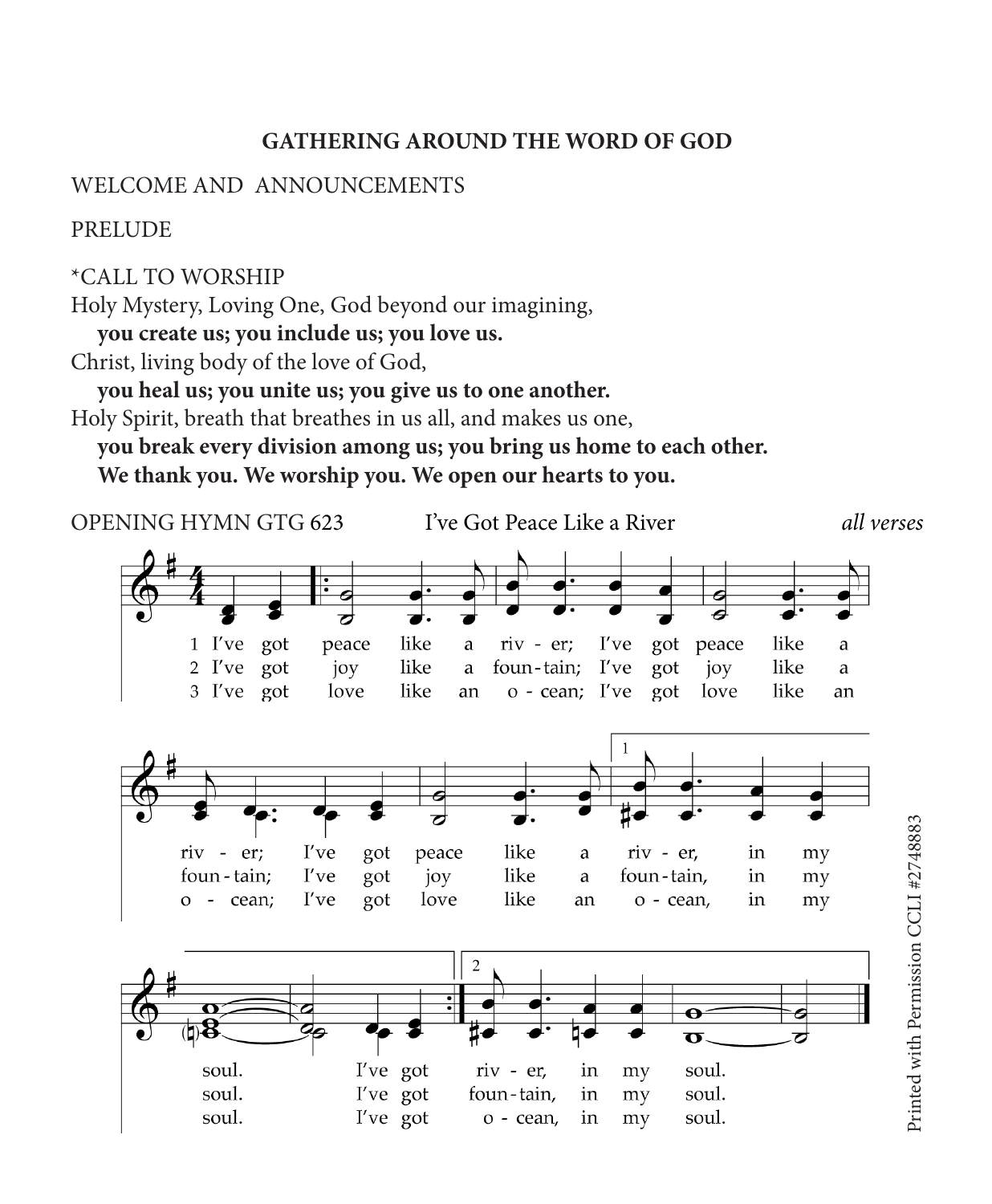**GATHERING AROUND THE WORD OF GOD**

WELCOME AND ANNOUNCEMENTS

PRELUDE

*CALL TO WORSHIP

Holy Mystery, Loving One, God beyond our imagining,

**you create us; you include us; you love us.**

Christ, living body of the love of God,

**you heal us; you unite us; you give us to one another.**

Holy Spirit, breath that breathes in us all, and makes us one,

**you break every division among us; you bring us home to each other.**

**We thank you. We worship you. We open our hearts to you.**

OPENING HYMN GTG 623 I've Got Peace Like a River *all verses*

1 I've got peace like a river; I've got peace like a river; I've got peace like a river, in my soul. I've got river, in my soul.

2 I've got joy like a fountain; I've got joy like a fountain; I've got joy like a fountain, in my soul. I've got fountain, in my soul.

3 I've got love like an ocean; I've got love like an ocean; I've got love like an ocean, in my soul. I've got ocean, in my soul.

Printed with Permission CCLI #2748883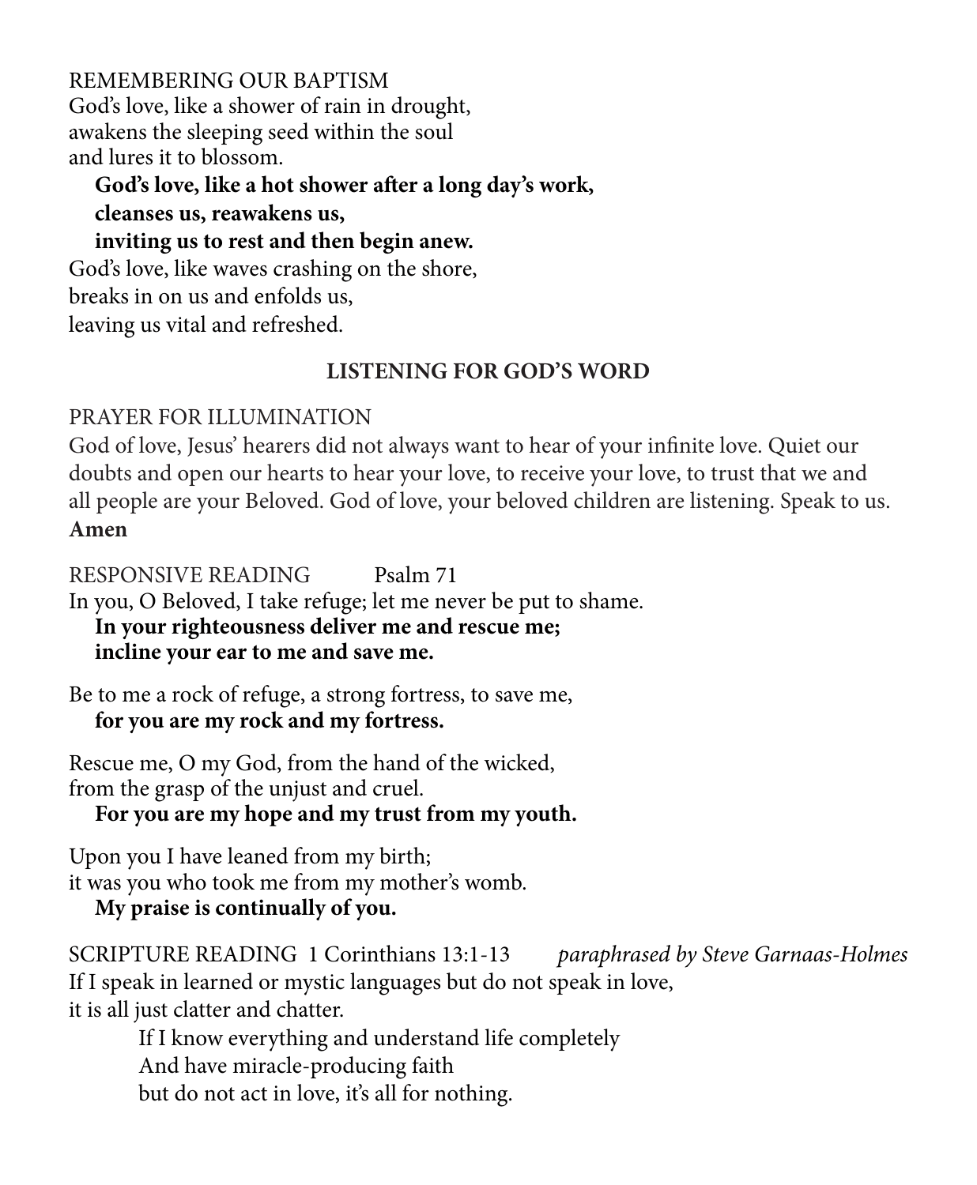REMEMBERING OUR BAPTISM

God's love, like a shower of rain in drought,
awakens the sleeping seed within the soul
and lures it to blossom.

**God's love, like a hot shower after a long day's work,**
**cleanses us, reawakens us,**
**inviting us to rest and then begin anew.**

God's love, like waves crashing on the shore,
breaks in on us and enfolds us,
leaving us vital and refreshed.

## LISTENING FOR GOD'S WORD

PRAYER FOR ILLUMINATION

God of love, Jesus' hearers did not always want to hear of your infinite love. Quiet our doubts and open our hearts to hear your love, to receive your love, to trust that we and all people are your Beloved. God of love, your beloved children are listening. Speak to us.
**Amen**

RESPONSIVE READING Psalm 71

In you, O Beloved, I take refuge; let me never be put to shame.
**In your righteousness deliver me and rescue me;**
**incline your ear to me and save me.**

Be to me a rock of refuge, a strong fortress, to save me,
**for you are my rock and my fortress.**

Rescue me, O my God, from the hand of the wicked,
from the grasp of the unjust and cruel.
**For you are my hope and my trust from my youth.**

Upon you I have leaned from my birth;
it was you who took me from my mother's womb.
**My praise is continually of you.**

SCRIPTURE READING 1 Corinthians 13:1-13 *paraphrased by Steve Garnaas-Holmes*

If I speak in learned or mystic languages but do not speak in love,
it is all just clatter and chatter.

If I know everything and understand life completely
And have miracle-producing faith
but do not act in love, it's all for nothing.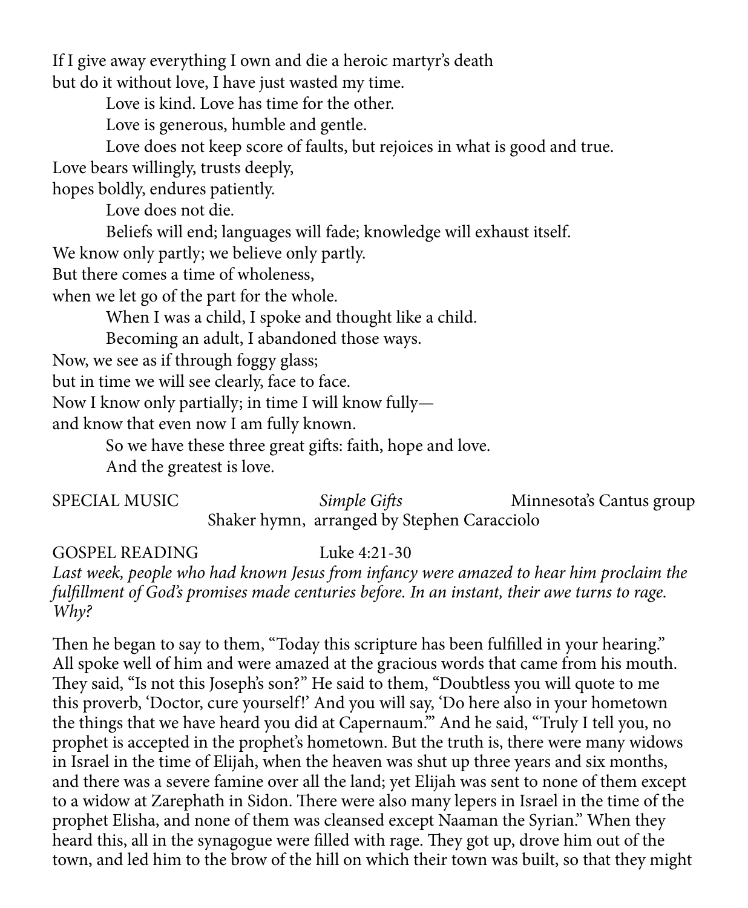If I give away everything I own and die a heroic martyr's death
but do it without love, I have just wasted my time.
    Love is kind. Love has time for the other.
    Love is generous, humble and gentle.
    Love does not keep score of faults, but rejoices in what is good and true.
Love bears willingly, trusts deeply,
hopes boldly, endures patiently.
    Love does not die.
    Beliefs will end; languages will fade; knowledge will exhaust itself.
We know only partly; we believe only partly.
But there comes a time of wholeness,
when we let go of the part for the whole.
    When I was a child, I spoke and thought like a child.
    Becoming an adult, I abandoned those ways.
Now, we see as if through foggy glass;
but in time we will see clearly, face to face.
Now I know only partially; in time I will know fully—
and know that even now I am fully known.
    So we have these three great gifts: faith, hope and love.
    And the greatest is love.

SPECIAL MUSIC *Simple Gifts* Minnesota's Cantus group
Shaker hymn, arranged by Stephen Caracciolo

GOSPEL READING Luke 4:21-30

*Last week, people who had known Jesus from infancy were amazed to hear him proclaim the fulfillment of God's promises made centuries before. In an instant, their awe turns to rage. Why?*

Then he began to say to them, "Today this scripture has been fulfilled in your hearing." All spoke well of him and were amazed at the gracious words that came from his mouth. They said, "Is not this Joseph's son?" He said to them, "Doubtless you will quote to me this proverb, 'Doctor, cure yourself!' And you will say, 'Do here also in your hometown the things that we have heard you did at Capernaum.'" And he said, "Truly I tell you, no prophet is accepted in the prophet's hometown. But the truth is, there were many widows in Israel in the time of Elijah, when the heaven was shut up three years and six months, and there was a severe famine over all the land; yet Elijah was sent to none of them except to a widow at Zarephath in Sidon. There were also many lepers in Israel in the time of the prophet Elisha, and none of them was cleansed except Naaman the Syrian." When they heard this, all in the synagogue were filled with rage. They got up, drove him out of the town, and led him to the brow of the hill on which their town was built, so that they might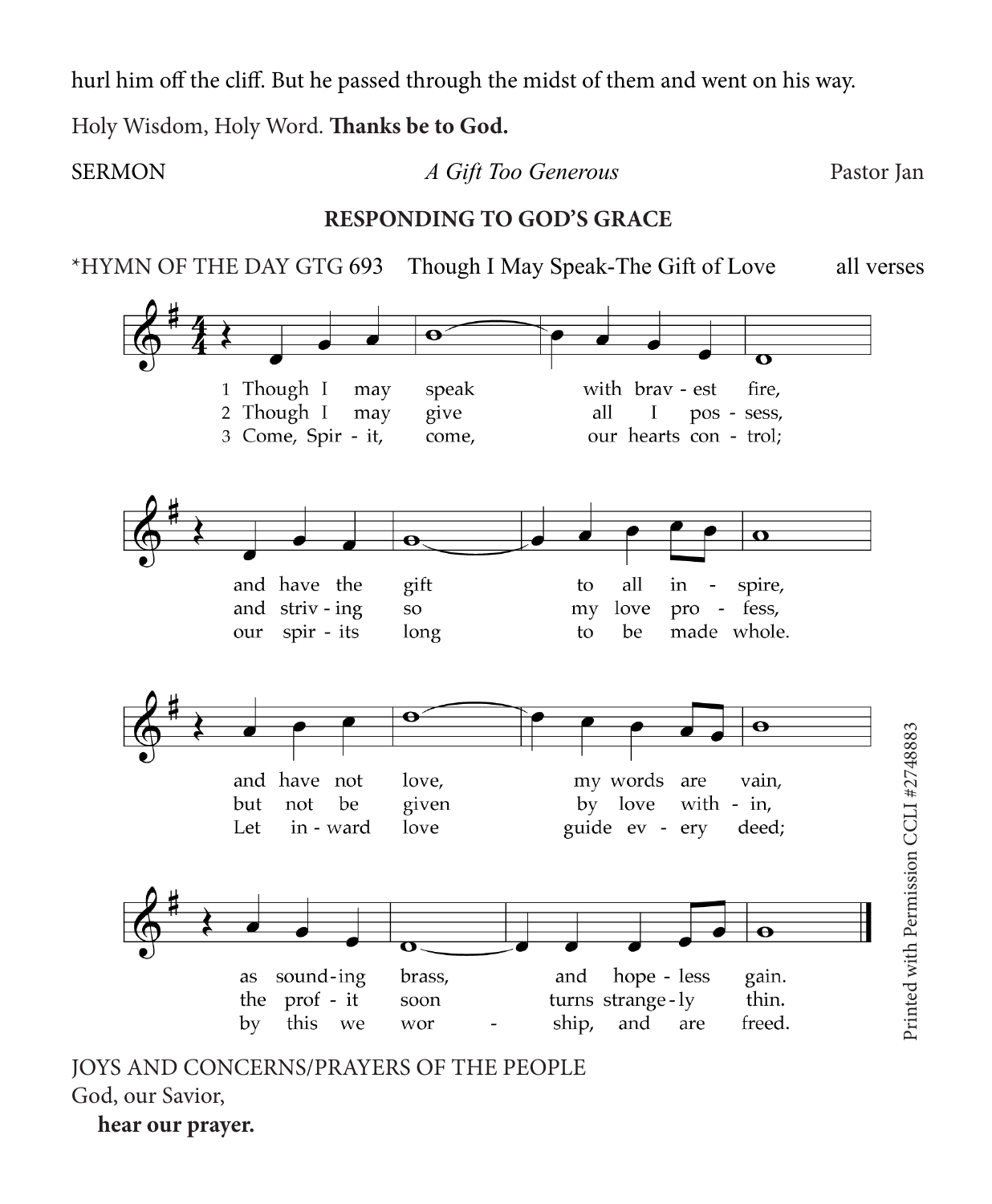hurl him off the cliff. But he passed through the midst of them and went on his way.

Holy Wisdom, Holy Word. **Thanks be to God.**

SERMON *A Gift Too Generous* Pastor Jan

**RESPONDING TO GOD'S GRACE**

*HYMN OF THE DAY GTG 693 Though I May Speak-The Gift of Love all verses

1 Though I may speak with bravest fire,
and have the gift to all inspire,
and have not love, my words are vain,
as sounding brass, and hopeless gain.

2 Though I may give all I possess,
and striving so my love profess,
but not be given by love within,
the profit soon turns strangely thin.

3 Come, Spirit, come, our hearts control;
our spirits long to be made whole.
Let inward love guide every deed;
by this we worship, and are freed.

Printed with Permission CCLI #2748883

JOYS AND CONCERNS/PRAYERS OF THE PEOPLE

God, our Savior,

**hear our prayer.**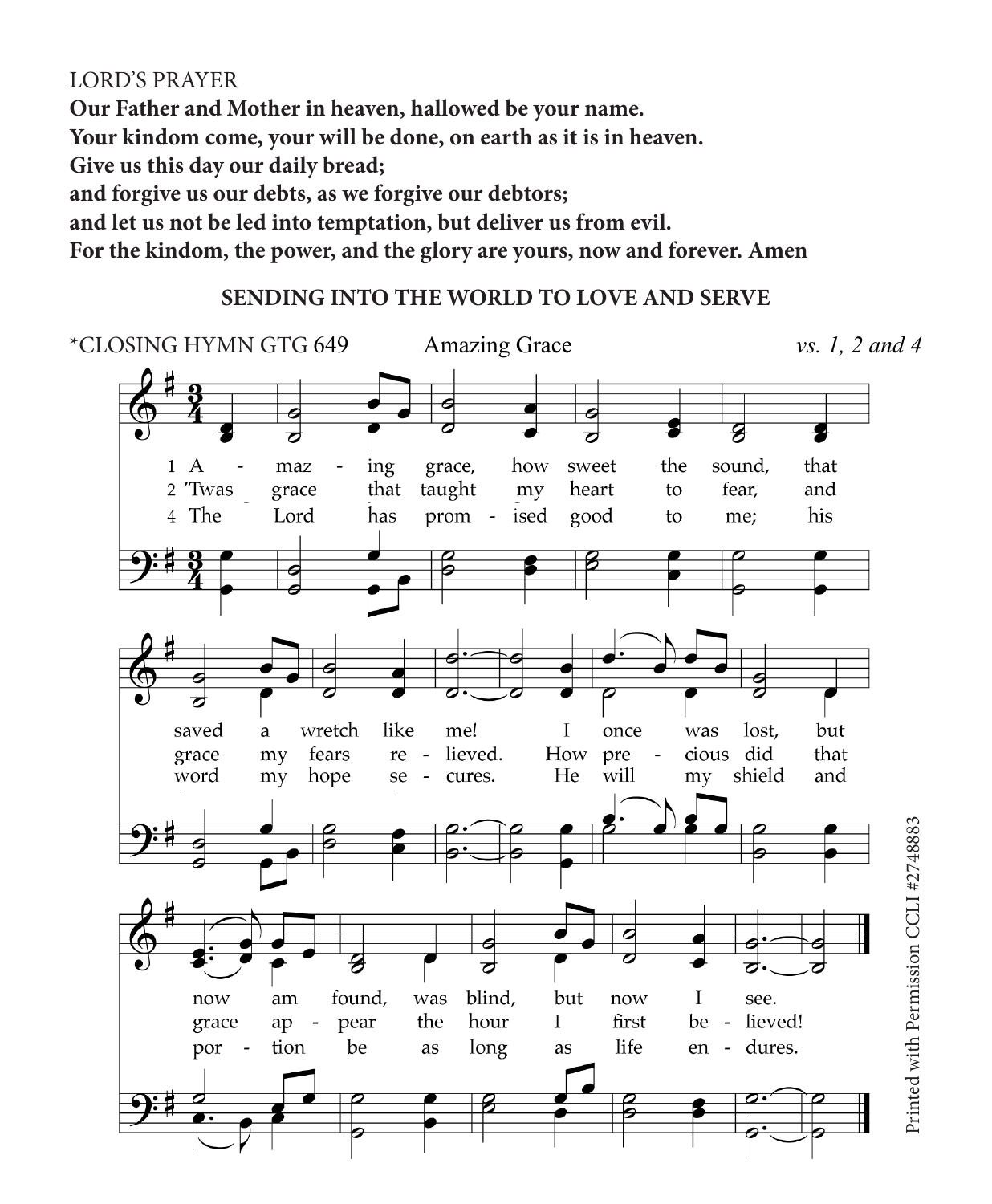LORD'S PRAYER

**Our Father and Mother in heaven, hallowed be your name.**
**Your kindom come, your will be done, on earth as it is in heaven.**
**Give us this day our daily bread;**
**and forgive us our debts, as we forgive our debtors;**
**and let us not be led into temptation, but deliver us from evil.**
**For the kindom, the power, and the glory are yours, now and forever. Amen**

## SENDING INTO THE WORLD TO LOVE AND SERVE

*CLOSING HYMN GTG 649 Amazing Grace *vs. 1, 2 and 4*

1 Amazing grace, how sweet the sound, that saved a wretch like me! I once was lost, but now am found, was blind, but now I see.

2 'Twas grace that taught my heart to fear, and grace my fears relieved. How precious did that grace appear the hour I first believed!

4 The Lord has promised good to me; his word my hope secures. He will my shield and portion be as long as life endures.

Printed with Permission CCLI #2748883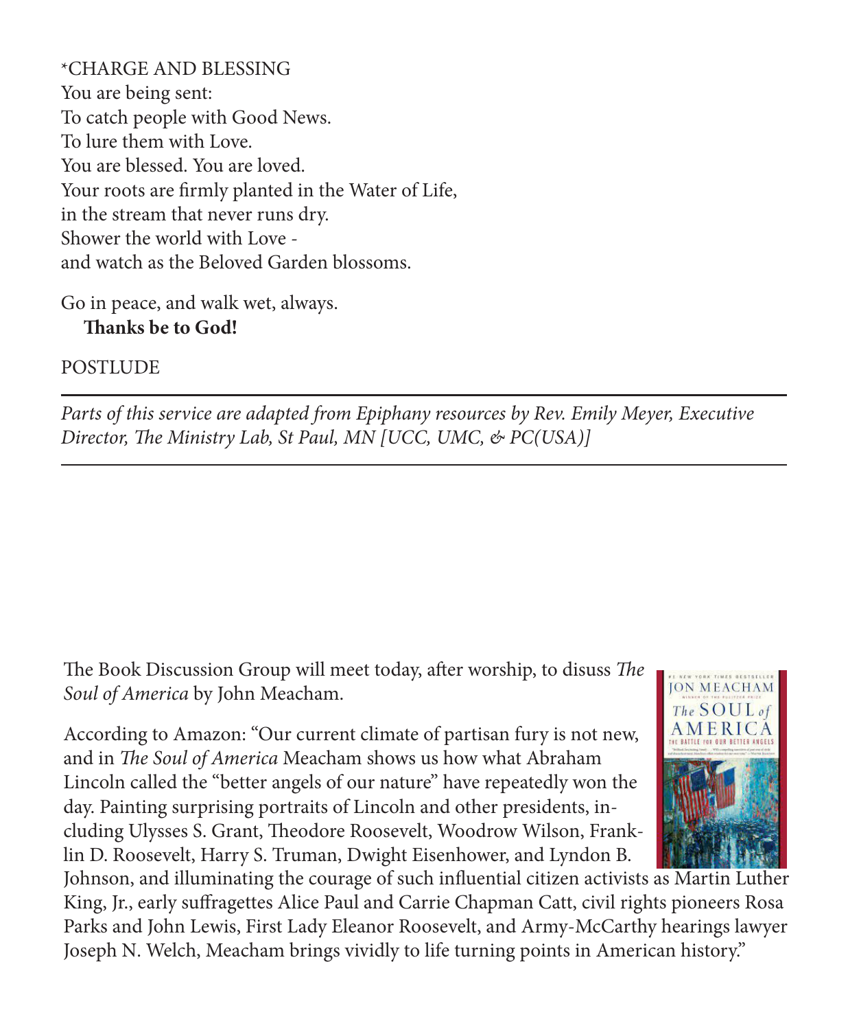*CHARGE AND BLESSING

You are being sent:
To catch people with Good News.
To lure them with Love.
You are blessed. You are loved.
Your roots are firmly planted in the Water of Life,
in the stream that never runs dry.
Shower the world with Love -
and watch as the Beloved Garden blossoms.

Go in peace, and walk wet, always.
**Thanks be to God!**

POSTLUDE

---

*Parts of this service are adapted from Epiphany resources by Rev. Emily Meyer, Executive Director, The Ministry Lab, St Paul, MN [UCC, UMC, & PC(USA)]*

---

The Book Discussion Group will meet today, after worship, to disuss *The Soul of America* by John Meacham.

According to Amazon: "Our current climate of partisan fury is not new, and in *The Soul of America* Meacham shows us how what Abraham Lincoln called the "better angels of our nature" have repeatedly won the day. Painting surprising portraits of Lincoln and other presidents, including Ulysses S. Grant, Theodore Roosevelt, Woodrow Wilson, Franklin D. Roosevelt, Harry S. Truman, Dwight Eisenhower, and Lyndon B. Johnson, and illuminating the courage of such influential citizen activists as Martin Luther King, Jr., early suffragettes Alice Paul and Carrie Chapman Catt, civil rights pioneers Rosa Parks and John Lewis, First Lady Eleanor Roosevelt, and Army-McCarthy hearings lawyer Joseph N. Welch, Meacham brings vividly to life turning points in American history."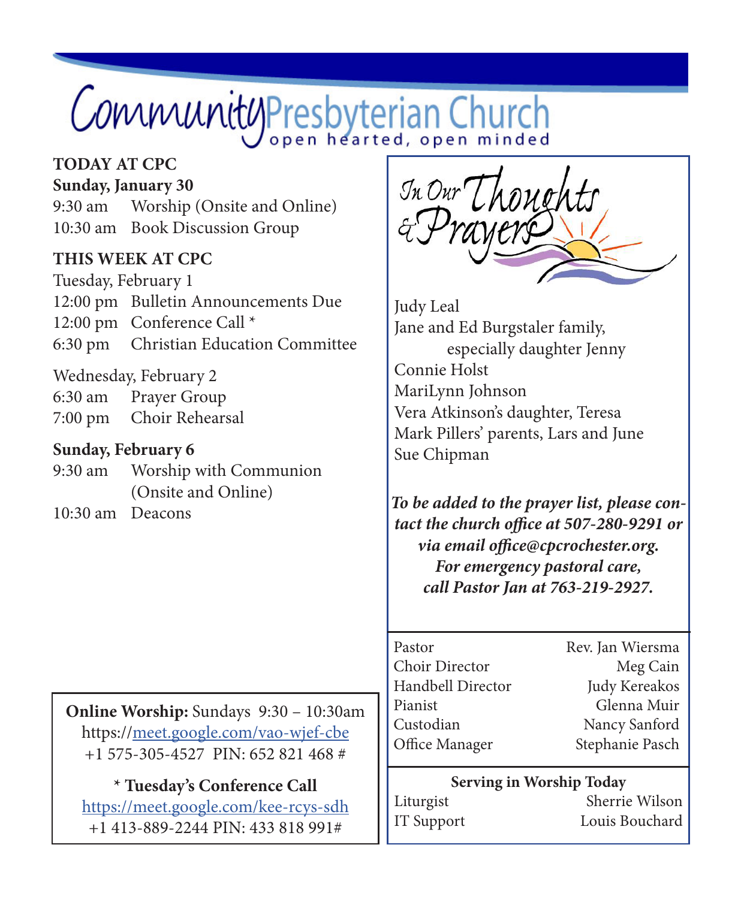# Community Presbyterian Church

open hearted, open minded

**TODAY AT CPC**

**Sunday, January 30**

9:30 am  Worship (Onsite and Online)
10:30 am  Book Discussion Group

**THIS WEEK AT CPC**

Tuesday, February 1
12:00 pm  Bulletin Announcements Due
12:00 pm  Conference Call *
6:30 pm  Christian Education Committee

Wednesday, February 2
6:30 am  Prayer Group
7:00 pm  Choir Rehearsal

**Sunday, February 6**

9:30 am  Worship with Communion (Onsite and Online)
10:30 am  Deacons

**Online Worship:** Sundays 9:30 – 10:30am
https://meet.google.com/vao-wjef-cbe
+1 575-305-4527 PIN: 652 821 468 #

**\* Tuesday's Conference Call**
https://meet.google.com/kee-rcys-sdh
+1 413-889-2244 PIN: 433 818 991#

## In Our Thoughts & Prayers

Judy Leal
Jane and Ed Burgstaler family, especially daughter Jenny
Connie Holst
MariLynn Johnson
Vera Atkinson's daughter, Teresa
Mark Pillers' parents, Lars and June
Sue Chipman

***To be added to the prayer list, please contact the church office at 507-280-9291 or via email office@cpcrochester.org. For emergency pastoral care, call Pastor Jan at 763-219-2927.***

| | |
|---|---|
| Pastor | Rev. Jan Wiersma |
| Choir Director | Meg Cain |
| Handbell Director | Judy Kereakos |
| Pianist | Glenna Muir |
| Custodian | Nancy Sanford |
| Office Manager | Stephanie Pasch |

**Serving in Worship Today**

| | |
|---|---|
| Liturgist | Sherrie Wilson |
| IT Support | Louis Bouchard |